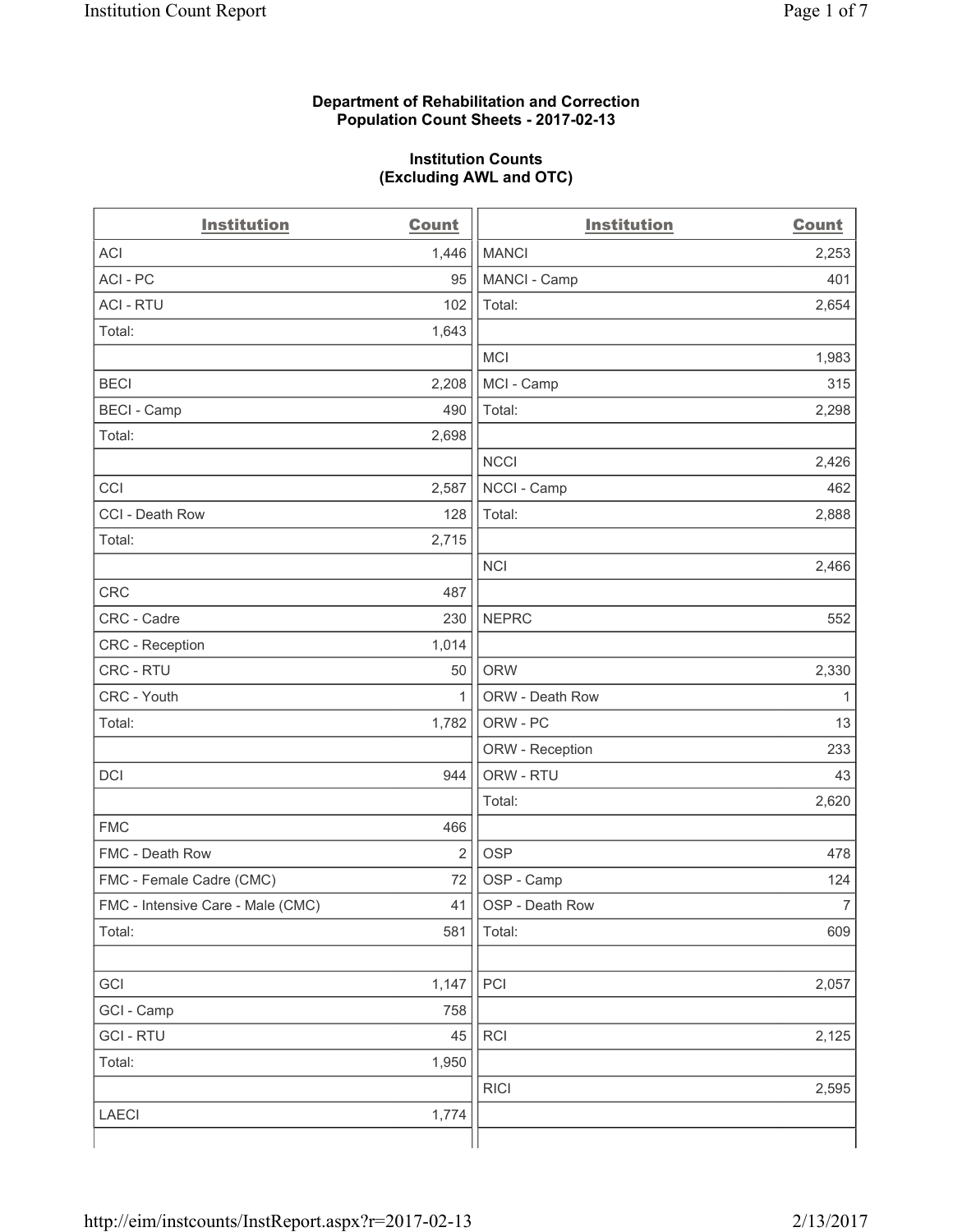**Department of Rehabilitation and Correction**
**Population Count Sheets - 2017-02-13**

**Institution Counts**
**(Excluding AWL and OTC)**

| Institution | Count |
|---|---|
| ACI | 1,446 |
| ACI - PC | 95 |
| ACI - RTU | 102 |
| Total: | 1,643 |
| | |
| BECI | 2,208 |
| BECI - Camp | 490 |
| Total: | 2,698 |
| | |
| CCI | 2,587 |
| CCI - Death Row | 128 |
| Total: | 2,715 |
| | |
| CRC | 487 |
| CRC - Cadre | 230 |
| CRC - Reception | 1,014 |
| CRC - RTU | 50 |
| CRC - Youth | 1 |
| Total: | 1,782 |
| | |
| DCI | 944 |
| | |
| FMC | 466 |
| FMC - Death Row | 2 |
| FMC - Female Cadre (CMC) | 72 |
| FMC - Intensive Care - Male (CMC) | 41 |
| Total: | 581 |
| | |
| GCI | 1,147 |
| GCI - Camp | 758 |
| GCI - RTU | 45 |
| Total: | 1,950 |
| | |
| LAECI | 1,774 |
| | |
| MANCI | 2,253 |
| MANCI - Camp | 401 |
| Total: | 2,654 |
| | |
| MCI | 1,983 |
| MCI - Camp | 315 |
| Total: | 2,298 |
| | |
| NCCI | 2,426 |
| NCCI - Camp | 462 |
| Total: | 2,888 |
| | |
| NCI | 2,466 |
| | |
| NEPRC | 552 |
| | |
| ORW | 2,330 |
| ORW - Death Row | 1 |
| ORW - PC | 13 |
| ORW - Reception | 233 |
| ORW - RTU | 43 |
| Total: | 2,620 |
| | |
| OSP | 478 |
| OSP - Camp | 124 |
| OSP - Death Row | 7 |
| Total: | 609 |
| | |
| PCI | 2,057 |
| | |
| RCI | 2,125 |
| | |
| RICI | 2,595 |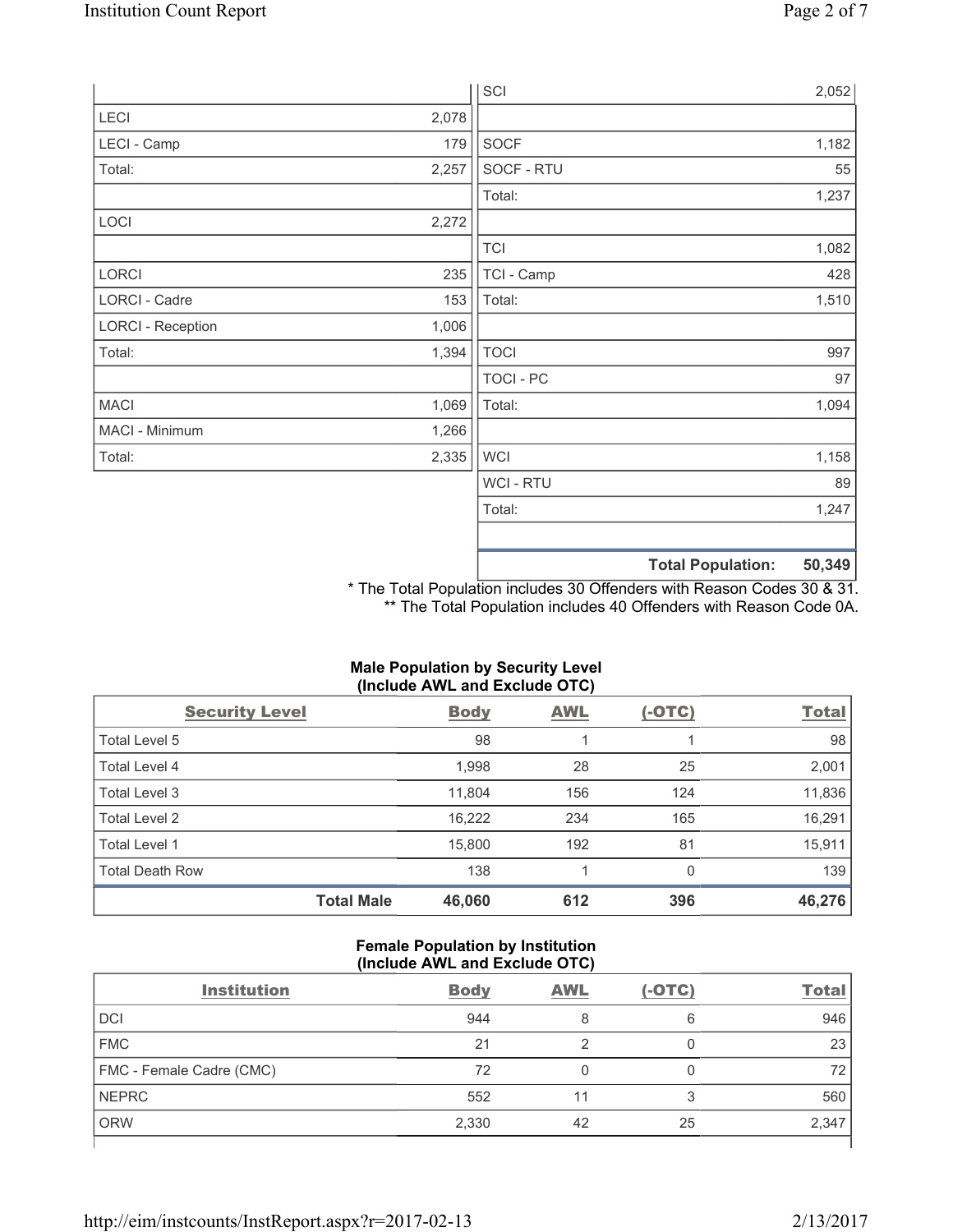| | |
|---|---|
| LECI | 2,078 |
| LECI - Camp | 179 |
| Total: | 2,257 |
| | |
| LOCI | 2,272 |
| | |
| LORCI | 235 |
| LORCI - Cadre | 153 |
| LORCI - Reception | 1,006 |
| Total: | 1,394 |
| | |
| MACI | 1,069 |
| MACI - Minimum | 1,266 |
| Total: | 2,335 |

| | |
|---|---|
| SCI | 2,052 |
| | |
| SOCF | 1,182 |
| SOCF - RTU | 55 |
| Total: | 1,237 |
| | |
| TCI | 1,082 |
| TCI - Camp | 428 |
| Total: | 1,510 |
| | |
| TOCI | 997 |
| TOCI - PC | 97 |
| Total: | 1,094 |
| | |
| WCI | 1,158 |
| WCI - RTU | 89 |
| Total: | 1,247 |
| | |
| **Total Population:** | **50,349** |

* The Total Population includes 30 Offenders with Reason Codes 30 & 31.
** The Total Population includes 40 Offenders with Reason Code 0A.

**Male Population by Security Level (Include AWL and Exclude OTC)**

| Security Level | Body | AWL | (-OTC) | Total |
|---|---|---|---|---|
| Total Level 5 | 98 | 1 | 1 | 98 |
| Total Level 4 | 1,998 | 28 | 25 | 2,001 |
| Total Level 3 | 11,804 | 156 | 124 | 11,836 |
| Total Level 2 | 16,222 | 234 | 165 | 16,291 |
| Total Level 1 | 15,800 | 192 | 81 | 15,911 |
| Total Death Row | 138 | 1 | 0 | 139 |
| **Total Male** | **46,060** | **612** | **396** | **46,276** |

**Female Population by Institution (Include AWL and Exclude OTC)**

| Institution | Body | AWL | (-OTC) | Total |
|---|---|---|---|---|
| DCI | 944 | 8 | 6 | 946 |
| FMC | 21 | 2 | 0 | 23 |
| FMC - Female Cadre (CMC) | 72 | 0 | 0 | 72 |
| NEPRC | 552 | 11 | 3 | 560 |
| ORW | 2,330 | 42 | 25 | 2,347 |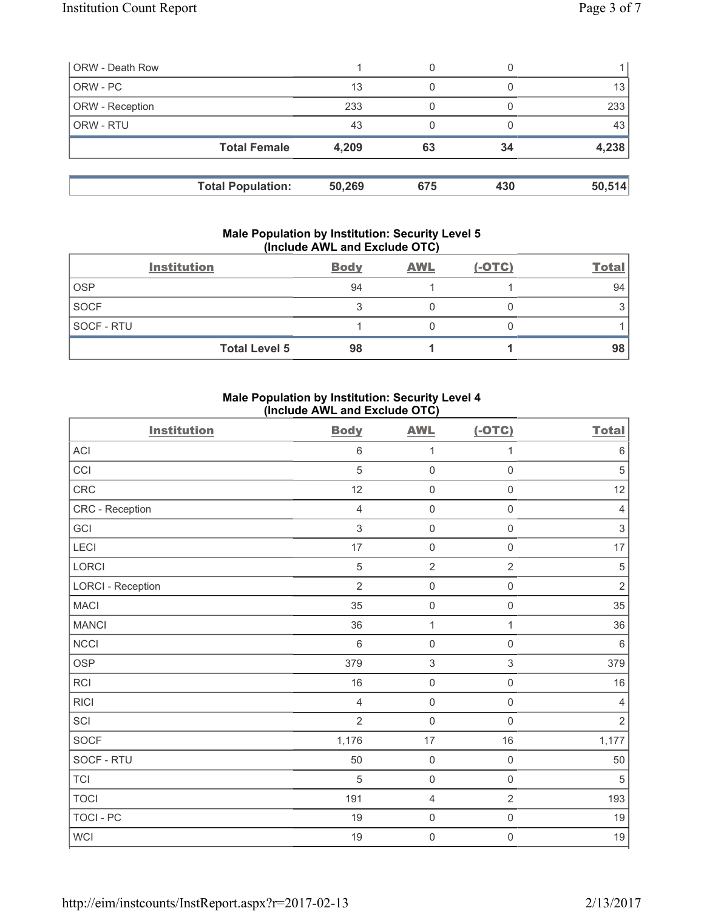| | | | | |
|---|---|---|---|---|
| ORW - Death Row | 1 | 0 | 0 | 1 |
| ORW - PC | 13 | 0 | 0 | 13 |
| ORW - Reception | 233 | 0 | 0 | 233 |
| ORW - RTU | 43 | 0 | 0 | 43 |
| **Total Female** | **4,209** | **63** | **34** | **4,238** |

| | | | | |
|---|---|---|---|---|
| **Total Population:** | **50,269** | **675** | **430** | **50,514** |

### Male Population by Institution: Security Level 5 (Include AWL and Exclude OTC)

| Institution | Body | AWL | (-OTC) | Total |
|---|---|---|---|---|
| OSP | 94 | 1 | 1 | 94 |
| SOCF | 3 | 0 | 0 | 3 |
| SOCF - RTU | 1 | 0 | 0 | 1 |
| **Total Level 5** | **98** | **1** | **1** | **98** |

### Male Population by Institution: Security Level 4 (Include AWL and Exclude OTC)

| Institution | Body | AWL | (-OTC) | Total |
|---|---|---|---|---|
| ACI | 6 | 1 | 1 | 6 |
| CCI | 5 | 0 | 0 | 5 |
| CRC | 12 | 0 | 0 | 12 |
| CRC - Reception | 4 | 0 | 0 | 4 |
| GCI | 3 | 0 | 0 | 3 |
| LECI | 17 | 0 | 0 | 17 |
| LORCI | 5 | 2 | 2 | 5 |
| LORCI - Reception | 2 | 0 | 0 | 2 |
| MACI | 35 | 0 | 0 | 35 |
| MANCI | 36 | 1 | 1 | 36 |
| NCCI | 6 | 0 | 0 | 6 |
| OSP | 379 | 3 | 3 | 379 |
| RCI | 16 | 0 | 0 | 16 |
| RICI | 4 | 0 | 0 | 4 |
| SCI | 2 | 0 | 0 | 2 |
| SOCF | 1,176 | 17 | 16 | 1,177 |
| SOCF - RTU | 50 | 0 | 0 | 50 |
| TCI | 5 | 0 | 0 | 5 |
| TOCI | 191 | 4 | 2 | 193 |
| TOCI - PC | 19 | 0 | 0 | 19 |
| WCI | 19 | 0 | 0 | 19 |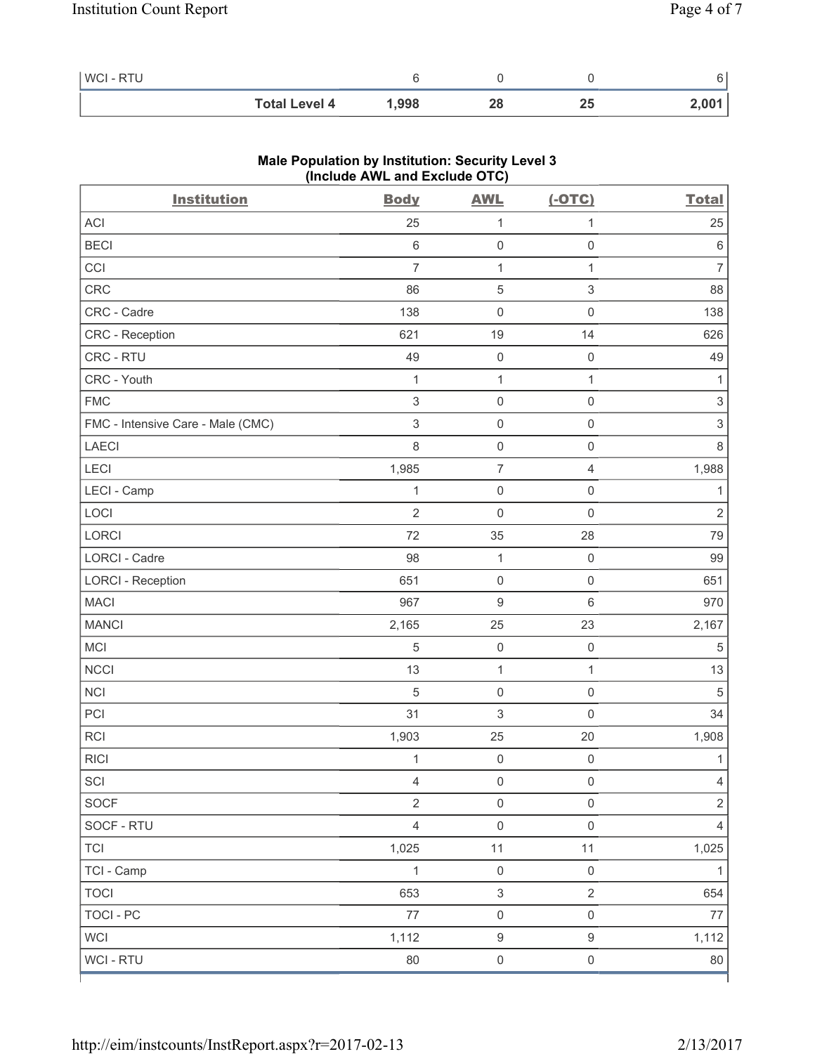| WCI - RTU | 6 | 0 | 0 | 6 |
|---|---|---|---|---|
| **Total Level 4** | **1,998** | **28** | **25** | **2,001** |

## Male Population by Institution: Security Level 3 (Include AWL and Exclude OTC)

| Institution | Body | AWL | (-OTC) | Total |
|---|---|---|---|---|
| ACI | 25 | 1 | 1 | 25 |
| BECI | 6 | 0 | 0 | 6 |
| CCI | 7 | 1 | 1 | 7 |
| CRC | 86 | 5 | 3 | 88 |
| CRC - Cadre | 138 | 0 | 0 | 138 |
| CRC - Reception | 621 | 19 | 14 | 626 |
| CRC - RTU | 49 | 0 | 0 | 49 |
| CRC - Youth | 1 | 1 | 1 | 1 |
| FMC | 3 | 0 | 0 | 3 |
| FMC - Intensive Care - Male (CMC) | 3 | 0 | 0 | 3 |
| LAECI | 8 | 0 | 0 | 8 |
| LECI | 1,985 | 7 | 4 | 1,988 |
| LECI - Camp | 1 | 0 | 0 | 1 |
| LOCI | 2 | 0 | 0 | 2 |
| LORCI | 72 | 35 | 28 | 79 |
| LORCI - Cadre | 98 | 1 | 0 | 99 |
| LORCI - Reception | 651 | 0 | 0 | 651 |
| MACI | 967 | 9 | 6 | 970 |
| MANCI | 2,165 | 25 | 23 | 2,167 |
| MCI | 5 | 0 | 0 | 5 |
| NCCI | 13 | 1 | 1 | 13 |
| NCI | 5 | 0 | 0 | 5 |
| PCI | 31 | 3 | 0 | 34 |
| RCI | 1,903 | 25 | 20 | 1,908 |
| RICI | 1 | 0 | 0 | 1 |
| SCI | 4 | 0 | 0 | 4 |
| SOCF | 2 | 0 | 0 | 2 |
| SOCF - RTU | 4 | 0 | 0 | 4 |
| TCI | 1,025 | 11 | 11 | 1,025 |
| TCI - Camp | 1 | 0 | 0 | 1 |
| TOCI | 653 | 3 | 2 | 654 |
| TOCI - PC | 77 | 0 | 0 | 77 |
| WCI | 1,112 | 9 | 9 | 1,112 |
| WCI - RTU | 80 | 0 | 0 | 80 |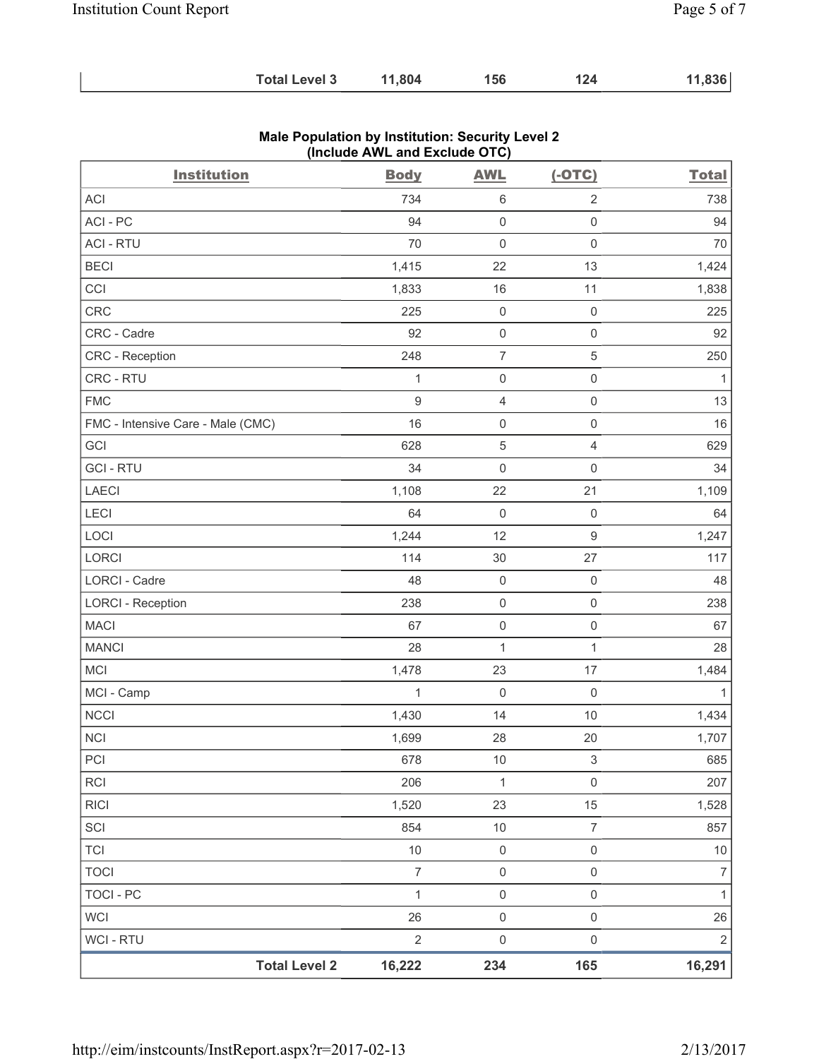| | Body | AWL | (-OTC) | Total |
|---|---|---|---|---|
| **Total Level 3** | **11,804** | **156** | **124** | **11,836** |

## Male Population by Institution: Security Level 2 (Include AWL and Exclude OTC)

| Institution | Body | AWL | (-OTC) | Total |
|---|---|---|---|---|
| ACI | 734 | 6 | 2 | 738 |
| ACI - PC | 94 | 0 | 0 | 94 |
| ACI - RTU | 70 | 0 | 0 | 70 |
| BECI | 1,415 | 22 | 13 | 1,424 |
| CCI | 1,833 | 16 | 11 | 1,838 |
| CRC | 225 | 0 | 0 | 225 |
| CRC - Cadre | 92 | 0 | 0 | 92 |
| CRC - Reception | 248 | 7 | 5 | 250 |
| CRC - RTU | 1 | 0 | 0 | 1 |
| FMC | 9 | 4 | 0 | 13 |
| FMC - Intensive Care - Male (CMC) | 16 | 0 | 0 | 16 |
| GCI | 628 | 5 | 4 | 629 |
| GCI - RTU | 34 | 0 | 0 | 34 |
| LAECI | 1,108 | 22 | 21 | 1,109 |
| LECI | 64 | 0 | 0 | 64 |
| LOCI | 1,244 | 12 | 9 | 1,247 |
| LORCI | 114 | 30 | 27 | 117 |
| LORCI - Cadre | 48 | 0 | 0 | 48 |
| LORCI - Reception | 238 | 0 | 0 | 238 |
| MACI | 67 | 0 | 0 | 67 |
| MANCI | 28 | 1 | 1 | 28 |
| MCI | 1,478 | 23 | 17 | 1,484 |
| MCI - Camp | 1 | 0 | 0 | 1 |
| NCCI | 1,430 | 14 | 10 | 1,434 |
| NCI | 1,699 | 28 | 20 | 1,707 |
| PCI | 678 | 10 | 3 | 685 |
| RCI | 206 | 1 | 0 | 207 |
| RICI | 1,520 | 23 | 15 | 1,528 |
| SCI | 854 | 10 | 7 | 857 |
| TCI | 10 | 0 | 0 | 10 |
| TOCI | 7 | 0 | 0 | 7 |
| TOCI - PC | 1 | 0 | 0 | 1 |
| WCI | 26 | 0 | 0 | 26 |
| WCI - RTU | 2 | 0 | 0 | 2 |
| **Total Level 2** | **16,222** | **234** | **165** | **16,291** |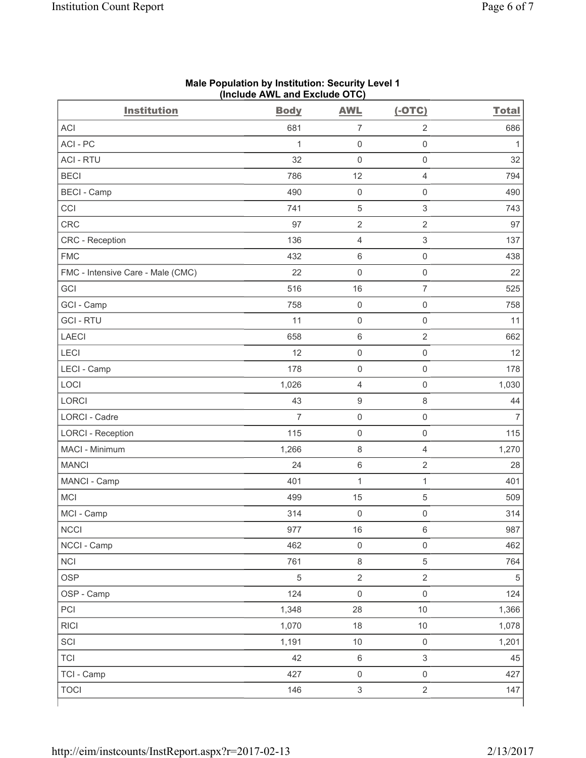**Male Population by Institution: Security Level 1 (Include AWL and Exclude OTC)**

| Institution | Body | AWL | (-OTC) | Total |
|---|---|---|---|---|
| ACI | 681 | 7 | 2 | 686 |
| ACI - PC | 1 | 0 | 0 | 1 |
| ACI - RTU | 32 | 0 | 0 | 32 |
| BECI | 786 | 12 | 4 | 794 |
| BECI - Camp | 490 | 0 | 0 | 490 |
| CCI | 741 | 5 | 3 | 743 |
| CRC | 97 | 2 | 2 | 97 |
| CRC - Reception | 136 | 4 | 3 | 137 |
| FMC | 432 | 6 | 0 | 438 |
| FMC - Intensive Care - Male (CMC) | 22 | 0 | 0 | 22 |
| GCI | 516 | 16 | 7 | 525 |
| GCI - Camp | 758 | 0 | 0 | 758 |
| GCI - RTU | 11 | 0 | 0 | 11 |
| LAECI | 658 | 6 | 2 | 662 |
| LECI | 12 | 0 | 0 | 12 |
| LECI - Camp | 178 | 0 | 0 | 178 |
| LOCI | 1,026 | 4 | 0 | 1,030 |
| LORCI | 43 | 9 | 8 | 44 |
| LORCI - Cadre | 7 | 0 | 0 | 7 |
| LORCI - Reception | 115 | 0 | 0 | 115 |
| MACI - Minimum | 1,266 | 8 | 4 | 1,270 |
| MANCI | 24 | 6 | 2 | 28 |
| MANCI - Camp | 401 | 1 | 1 | 401 |
| MCI | 499 | 15 | 5 | 509 |
| MCI - Camp | 314 | 0 | 0 | 314 |
| NCCI | 977 | 16 | 6 | 987 |
| NCCI - Camp | 462 | 0 | 0 | 462 |
| NCI | 761 | 8 | 5 | 764 |
| OSP | 5 | 2 | 2 | 5 |
| OSP - Camp | 124 | 0 | 0 | 124 |
| PCI | 1,348 | 28 | 10 | 1,366 |
| RICI | 1,070 | 18 | 10 | 1,078 |
| SCI | 1,191 | 10 | 0 | 1,201 |
| TCI | 42 | 6 | 3 | 45 |
| TCI - Camp | 427 | 0 | 0 | 427 |
| TOCI | 146 | 3 | 2 | 147 |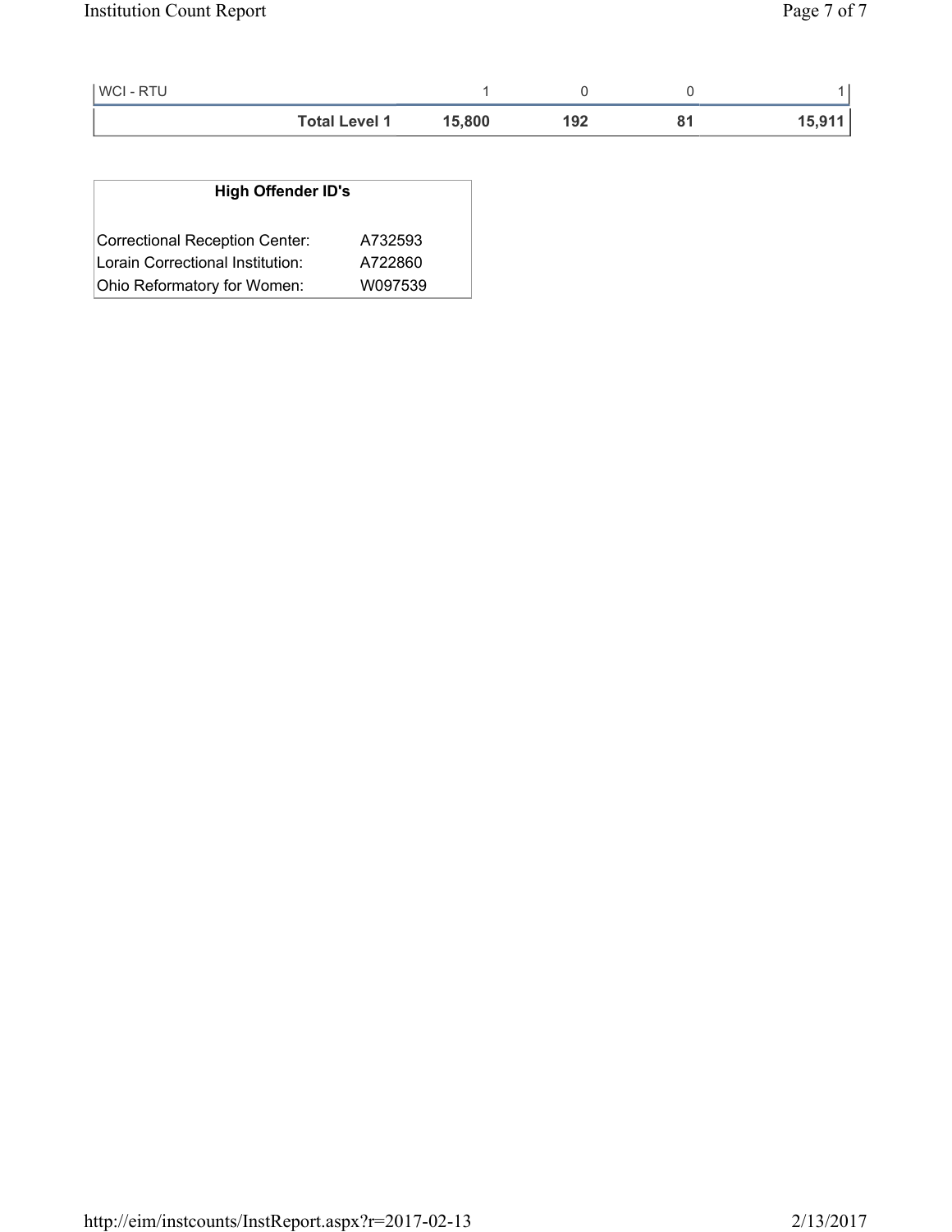| | | | | |
|---|---|---|---|---|
| WCI - RTU | 1 | 0 | 0 | 1 |
| **Total Level 1** | **15,800** | **192** | **81** | **15,911** |

| High Offender ID's | |
|---|---|
| Correctional Reception Center: | A732593 |
| Lorain Correctional Institution: | A722860 |
| Ohio Reformatory for Women: | W097539 |

http://eim/instcounts/InstReport.aspx?r=2017-02-13

2/13/2017